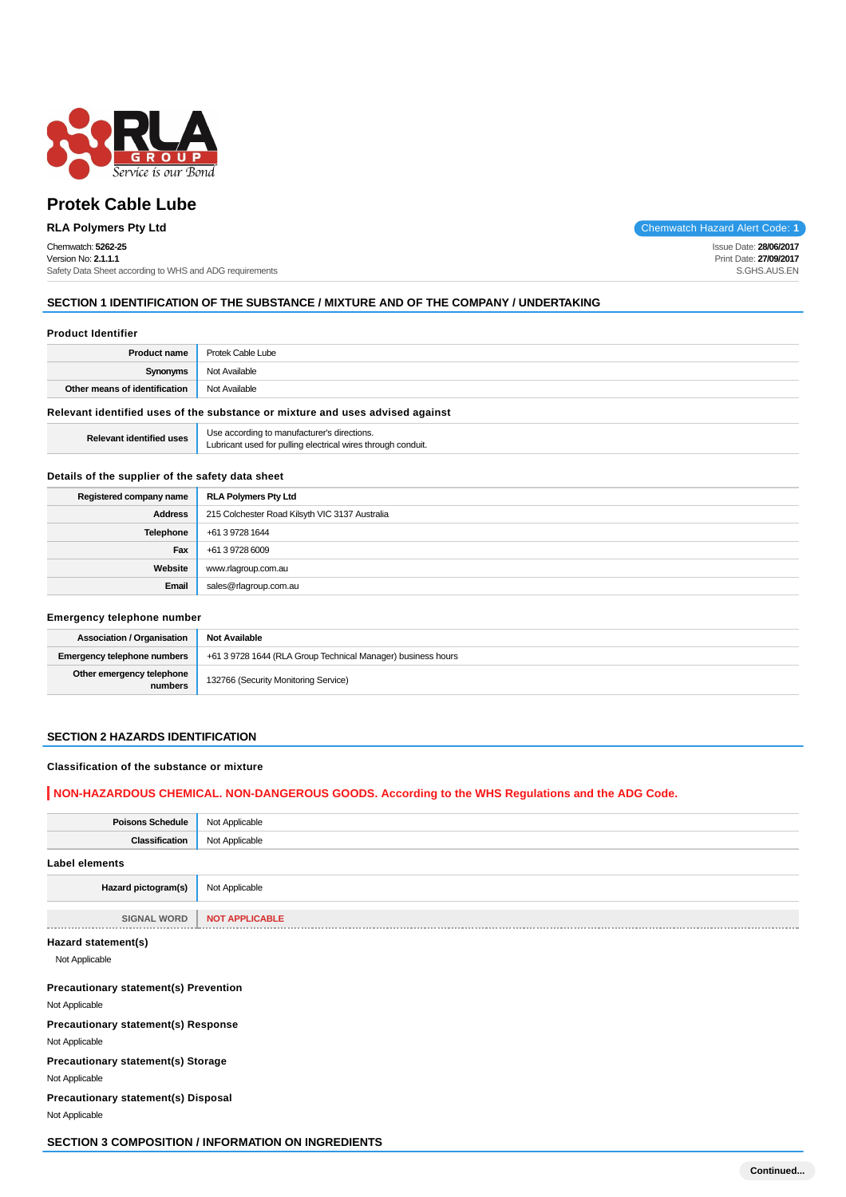# Protek Cable Lube

**RLA Polymers Pty Ltd**

Chemwatch Hazard Alert Code: **1**

Chemwatch: **5262-25**
Version No: **2.1.1.1**
Safety Data Sheet according to WHS and ADG requirements

Issue Date: **28/06/2017**
Print Date: **27/09/2017**
S.GHS.AUS.EN

## SECTION 1 IDENTIFICATION OF THE SUBSTANCE / MIXTURE AND OF THE COMPANY / UNDERTAKING

### Product Identifier

| | |
|---|---|
| **Product name** | Protek Cable Lube |
| **Synonyms** | Not Available |
| **Other means of identification** | Not Available |

### Relevant identified uses of the substance or mixture and uses advised against

| | |
|---|---|
| **Relevant identified uses** | Use according to manufacturer's directions.<br>Lubricant used for pulling electrical wires through conduit. |

### Details of the supplier of the safety data sheet

| | |
|---|---|
| **Registered company name** | **RLA Polymers Pty Ltd** |
| **Address** | 215 Colchester Road Kilsyth VIC 3137 Australia |
| **Telephone** | +61 3 9728 1644 |
| **Fax** | +61 3 9728 6009 |
| **Website** | www.rlagroup.com.au |
| **Email** | sales@rlagroup.com.au |

### Emergency telephone number

| | |
|---|---|
| **Association / Organisation** | **Not Available** |
| **Emergency telephone numbers** | +61 3 9728 1644 (RLA Group Technical Manager) business hours |
| **Other emergency telephone numbers** | 132766 (Security Monitoring Service) |

## SECTION 2 HAZARDS IDENTIFICATION

### Classification of the substance or mixture

**NON-HAZARDOUS CHEMICAL. NON-DANGEROUS GOODS. According to the WHS Regulations and the ADG Code.**

| | |
|---|---|
| **Poisons Schedule** | Not Applicable |
| **Classification** | Not Applicable |

### Label elements

| | |
|---|---|
| **Hazard pictogram(s)** | Not Applicable |
| SIGNAL WORD | **NOT APPLICABLE** |

### Hazard statement(s)

Not Applicable

### Precautionary statement(s) Prevention

Not Applicable

### Precautionary statement(s) Response

Not Applicable

### Precautionary statement(s) Storage

Not Applicable

### Precautionary statement(s) Disposal

Not Applicable

## SECTION 3 COMPOSITION / INFORMATION ON INGREDIENTS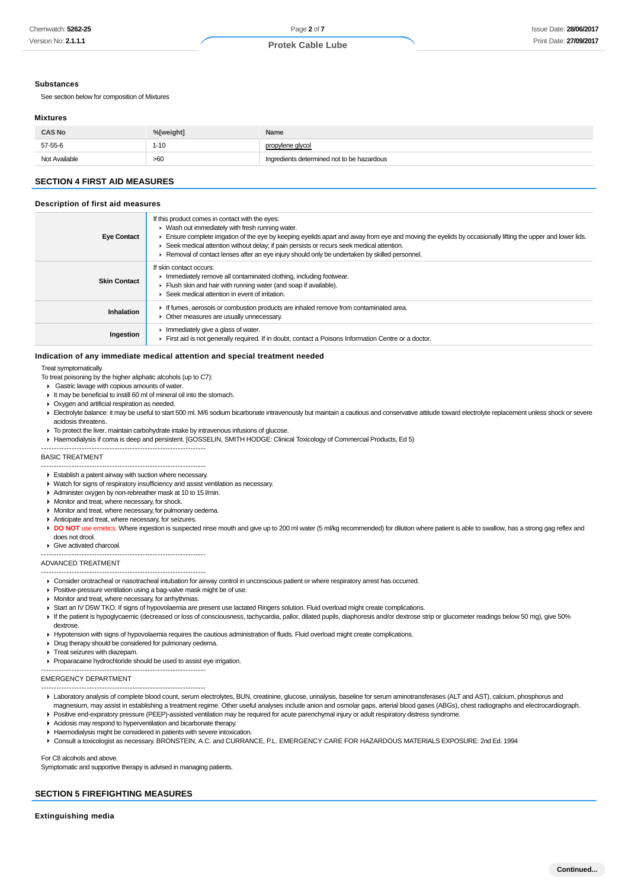### Substances

See section below for composition of Mixtures

### Mixtures

| CAS No | %[weight] | Name |
|---|---|---|
| 57-55-6 | 1-10 | propylene glycol |
| Not Available | >60 | Ingredients determined not to be hazardous |

## SECTION 4 FIRST AID MEASURES

### Description of first aid measures

| | |
|---|---|
| **Eye Contact** | If this product comes in contact with the eyes:<br>▸ Wash out immediately with fresh running water.<br>▸ Ensure complete irrigation of the eye by keeping eyelids apart and away from eye and moving the eyelids by occasionally lifting the upper and lower lids.<br>▸ Seek medical attention without delay; if pain persists or recurs seek medical attention.<br>▸ Removal of contact lenses after an eye injury should only be undertaken by skilled personnel. |
| **Skin Contact** | If skin contact occurs:<br>▸ Immediately remove all contaminated clothing, including footwear.<br>▸ Flush skin and hair with running water (and soap if available).<br>▸ Seek medical attention in event of irritation. |
| **Inhalation** | ▸ If fumes, aerosols or combustion products are inhaled remove from contaminated area.<br>▸ Other measures are usually unnecessary. |
| **Ingestion** | ▸ Immediately give a glass of water.<br>▸ First aid is not generally required. If in doubt, contact a Poisons Information Centre or a doctor. |

### Indication of any immediate medical attention and special treatment needed

Treat symptomatically.

To treat poisoning by the higher aliphatic alcohols (up to C7):

- Gastric lavage with copious amounts of water.
- It may be beneficial to instill 60 ml of mineral oil into the stomach.
- Oxygen and artificial respiration as needed.
- Electrolyte balance: it may be useful to start 500 ml. M/6 sodium bicarbonate intravenously but maintain a cautious and conservative attitude toward electrolyte replacement unless shock or severe acidosis threatens.
- To protect the liver, maintain carbohydrate intake by intravenous infusions of glucose.
- Haemodialysis if coma is deep and persistent. [GOSSELIN, SMITH HODGE: Clinical Toxicology of Commercial Products, Ed 5)

-----------------------------------------------------------------

BASIC TREATMENT

-----------------------------------------------------------------

- Establish a patent airway with suction where necessary.
- Watch for signs of respiratory insufficiency and assist ventilation as necessary.
- Administer oxygen by non-rebreather mask at 10 to 15 l/min.
- Monitor and treat, where necessary, for shock.
- Monitor and treat, where necessary, for pulmonary oedema.
- Anticipate and treat, where necessary, for seizures.
- **DO NOT** use emetics. Where ingestion is suspected rinse mouth and give up to 200 ml water (5 ml/kg recommended) for dilution where patient is able to swallow, has a strong gag reflex and does not drool.
- Give activated charcoal.

-----------------------------------------------------------------

ADVANCED TREATMENT

-----------------------------------------------------------------

- Consider orotracheal or nasotracheal intubation for airway control in unconscious patient or where respiratory arrest has occurred.
- Positive-pressure ventilation using a bag-valve mask might be of use.
- Monitor and treat, where necessary, for arrhythmias.
- Start an IV D5W TKO. If signs of hypovolaemia are present use lactated Ringers solution. Fluid overload might create complications.
- If the patient is hypoglycaemic (decreased or loss of consciousness, tachycardia, pallor, dilated pupils, diaphoresis and/or dextrose strip or glucometer readings below 50 mg), give 50% dextrose.
- Hypotension with signs of hypovolaemia requires the cautious administration of fluids. Fluid overload might create complications.
- Drug therapy should be considered for pulmonary oedema.
- Treat seizures with diazepam.
- Proparacaine hydrochloride should be used to assist eye irrigation.

-----------------------------------------------------------------

EMERGENCY DEPARTMENT

-----------------------------------------------------------------

- Laboratory analysis of complete blood count, serum electrolytes, BUN, creatinine, glucose, urinalysis, baseline for serum aminotransferases (ALT and AST), calcium, phosphorus and magnesium, may assist in establishing a treatment regime. Other useful analyses include anion and osmolar gaps, arterial blood gases (ABGs), chest radiographs and electrocardiograph.
- Positive end-expiratory pressure (PEEP)-assisted ventilation may be required for acute parenchymal injury or adult respiratory distress syndrome.
- Acidosis may respond to hyperventilation and bicarbonate therapy.
- Haemodialysis might be considered in patients with severe intoxication.
- Consult a toxicologist as necessary. BRONSTEIN, A.C. and CURRANCE, P.L. EMERGENCY CARE FOR HAZARDOUS MATERIALS EXPOSURE: 2nd Ed. 1994

For C8 alcohols and above.

Symptomatic and supportive therapy is advised in managing patients.

## SECTION 5 FIREFIGHTING MEASURES

### Extinguishing media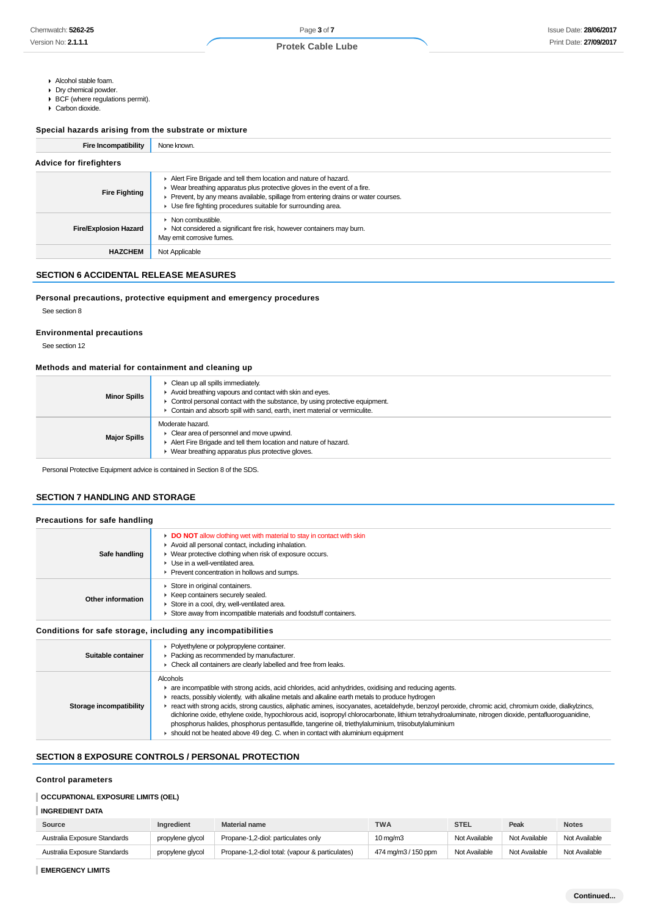- Alcohol stable foam.
- Dry chemical powder.
- BCF (where regulations permit).
- Carbon dioxide.

### Special hazards arising from the substrate or mixture

| | |
|---|---|
| **Fire Incompatibility** | None known. |

### Advice for firefighters

| | |
|---|---|
| **Fire Fighting** | - Alert Fire Brigade and tell them location and nature of hazard.<br>- Wear breathing apparatus plus protective gloves in the event of a fire.<br>- Prevent, by any means available, spillage from entering drains or water courses.<br>- Use fire fighting procedures suitable for surrounding area. |
| **Fire/Explosion Hazard** | - Non combustible.<br>- Not considered a significant fire risk, however containers may burn.<br>May emit corrosive fumes. |
| **HAZCHEM** | Not Applicable |

## SECTION 6 ACCIDENTAL RELEASE MEASURES

### Personal precautions, protective equipment and emergency procedures

See section 8

### Environmental precautions

See section 12

### Methods and material for containment and cleaning up

| | |
|---|---|
| **Minor Spills** | - Clean up all spills immediately.<br>- Avoid breathing vapours and contact with skin and eyes.<br>- Control personal contact with the substance, by using protective equipment.<br>- Contain and absorb spill with sand, earth, inert material or vermiculite. |
| **Major Spills** | Moderate hazard.<br>- Clear area of personnel and move upwind.<br>- Alert Fire Brigade and tell them location and nature of hazard.<br>- Wear breathing apparatus plus protective gloves. |

Personal Protective Equipment advice is contained in Section 8 of the SDS.

## SECTION 7 HANDLING AND STORAGE

### Precautions for safe handling

| | |
|---|---|
| **Safe handling** | - **DO NOT** allow clothing wet with material to stay in contact with skin<br>- Avoid all personal contact, including inhalation.<br>- Wear protective clothing when risk of exposure occurs.<br>- Use in a well-ventilated area.<br>- Prevent concentration in hollows and sumps. |
| **Other information** | - Store in original containers.<br>- Keep containers securely sealed.<br>- Store in a cool, dry, well-ventilated area.<br>- Store away from incompatible materials and foodstuff containers. |

### Conditions for safe storage, including any incompatibilities

| | |
|---|---|
| **Suitable container** | - Polyethylene or polypropylene container.<br>- Packing as recommended by manufacturer.<br>- Check all containers are clearly labelled and free from leaks. |
| **Storage incompatibility** | Alcohols<br>- are incompatible with strong acids, acid chlorides, acid anhydrides, oxidising and reducing agents.<br>- reacts, possibly violently, with alkaline metals and alkaline earth metals to produce hydrogen<br>- react with strong acids, strong caustics, aliphatic amines, isocyanates, acetaldehyde, benzoyl peroxide, chromic acid, chromium oxide, dialkylzincs, dichlorine oxide, ethylene oxide, hypochlorous acid, isopropyl chlorocarbonate, lithium tetrahydroaluminate, nitrogen dioxide, pentafluoroguanidine, phosphorus halides, phosphorus pentasulfide, tangerine oil, triethylaluminium, triisobutylaluminium<br>- should not be heated above 49 deg. C. when in contact with aluminium equipment |

## SECTION 8 EXPOSURE CONTROLS / PERSONAL PROTECTION

### Control parameters

**OCCUPATIONAL EXPOSURE LIMITS (OEL)**

**INGREDIENT DATA**

| Source | Ingredient | Material name | TWA | STEL | Peak | Notes |
|---|---|---|---|---|---|---|
| Australia Exposure Standards | propylene glycol | Propane-1,2-diol: particulates only | 10 mg/m3 | Not Available | Not Available | Not Available |
| Australia Exposure Standards | propylene glycol | Propane-1,2-diol total: (vapour & particulates) | 474 mg/m3 / 150 ppm | Not Available | Not Available | Not Available |

**EMERGENCY LIMITS**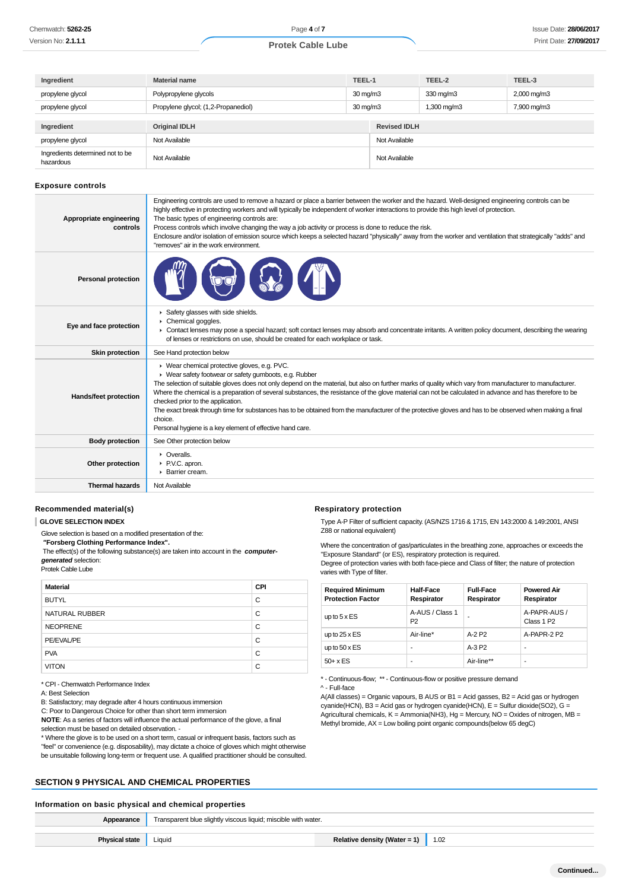| Ingredient | Material name | TEEL-1 | TEEL-2 | TEEL-3 |
|---|---|---|---|---|
| propylene glycol | Polypropylene glycols | 30 mg/m3 | 330 mg/m3 | 2,000 mg/m3 |
| propylene glycol | Propylene glycol; (1,2-Propanediol) | 30 mg/m3 | 1,300 mg/m3 | 7,900 mg/m3 |

| Ingredient | Original IDLH | Revised IDLH |
|---|---|---|
| propylene glycol | Not Available | Not Available |
| Ingredients determined not to be hazardous | Not Available | Not Available |

## Exposure controls

| | |
|---|---|
| **Appropriate engineering controls** | Engineering controls are used to remove a hazard or place a barrier between the worker and the hazard. Well-designed engineering controls can be highly effective in protecting workers and will typically be independent of worker interactions to provide this high level of protection.<br>The basic types of engineering controls are:<br>Process controls which involve changing the way a job activity or process is done to reduce the risk.<br>Enclosure and/or isolation of emission source which keeps a selected hazard "physically" away from the worker and ventilation that strategically "adds" and "removes" air in the work environment. |
| **Personal protection** | |
| **Eye and face protection** | ▸ Safety glasses with side shields.<br>▸ Chemical goggles.<br>▸ Contact lenses may pose a special hazard; soft contact lenses may absorb and concentrate irritants. A written policy document, describing the wearing of lenses or restrictions on use, should be created for each workplace or task. |
| **Skin protection** | See Hand protection below |
| **Hands/feet protection** | ▸ Wear chemical protective gloves, e.g. PVC.<br>▸ Wear safety footwear or safety gumboots, e.g. Rubber<br>The selection of suitable gloves does not only depend on the material, but also on further marks of quality which vary from manufacturer to manufacturer. Where the chemical is a preparation of several substances, the resistance of the glove material can not be calculated in advance and has therefore to be checked prior to the application.<br>The exact break through time for substances has to be obtained from the manufacturer of the protective gloves and has to be observed when making a final choice.<br>Personal hygiene is a key element of effective hand care. |
| **Body protection** | See Other protection below |
| **Other protection** | ▸ Overalls.<br>▸ P.V.C. apron.<br>▸ Barrier cream. |
| **Thermal hazards** | Not Available |

### Recommended material(s)

**GLOVE SELECTION INDEX**

Glove selection is based on a modified presentation of the:
***"Forsberg Clothing Performance Index".***
The effect(s) of the following substance(s) are taken into account in the ***computer-generated*** selection:
Protek Cable Lube

| Material | CPI |
|---|---|
| BUTYL | C |
| NATURAL RUBBER | C |
| NEOPRENE | C |
| PE/EVAL/PE | C |
| PVA | C |
| VITON | C |

* CPI - Chemwatch Performance Index
A: Best Selection
B: Satisfactory; may degrade after 4 hours continuous immersion
C: Poor to Dangerous Choice for other than short term immersion
**NOTE**: As a series of factors will influence the actual performance of the glove, a final selection must be based on detailed observation. -
* Where the glove is to be used on a short term, casual or infrequent basis, factors such as "feel" or convenience (e.g. disposability), may dictate a choice of gloves which might otherwise be unsuitable following long-term or frequent use. A qualified practitioner should be consulted.

### Respiratory protection

Type A-P Filter of sufficient capacity. (AS/NZS 1716 & 1715, EN 143:2000 & 149:2001, ANSI Z88 or national equivalent)

Where the concentration of gas/particulates in the breathing zone, approaches or exceeds the "Exposure Standard" (or ES), respiratory protection is required.
Degree of protection varies with both face-piece and Class of filter; the nature of protection varies with Type of filter.

| Required Minimum Protection Factor | Half-Face Respirator | Full-Face Respirator | Powered Air Respirator |
|---|---|---|---|
| up to 5 x ES | A-AUS / Class 1 P2 | - | A-PAPR-AUS / Class 1 P2 |
| up to 25 x ES | Air-line* | A-2 P2 | A-PAPR-2 P2 |
| up to 50 x ES | - | A-3 P2 | - |
| 50+ x ES | - | Air-line** | - |

* - Continuous-flow; ** - Continuous-flow or positive pressure demand
^ - Full-face
A(All classes) = Organic vapours, B AUS or B1 = Acid gasses, B2 = Acid gas or hydrogen cyanide(HCN), B3 = Acid gas or hydrogen cyanide(HCN), E = Sulfur dioxide(SO2), G = Agricultural chemicals, K = Ammonia(NH3), Hg = Mercury, NO = Oxides of nitrogen, MB = Methyl bromide, AX = Low boiling point organic compounds(below 65 degC)

## SECTION 9 PHYSICAL AND CHEMICAL PROPERTIES

### Information on basic physical and chemical properties

| | | | |
|---|---|---|---|
| **Appearance** | Transparent blue slightly viscous liquid; miscible with water. | | |
| **Physical state** | Liquid | **Relative density (Water = 1)** | 1.02 |

Continued...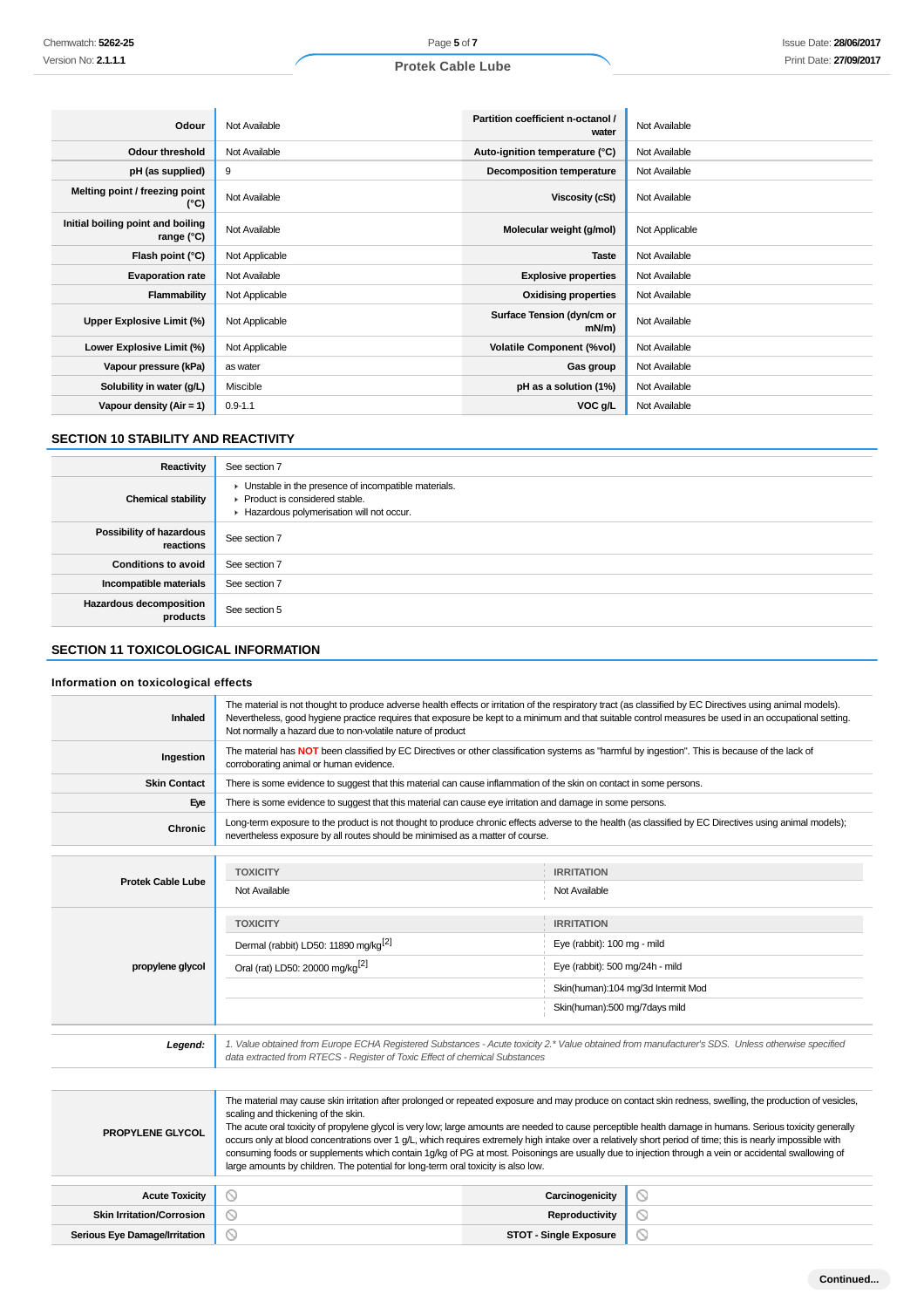| | | | |
|---|---|---|---|
| **Odour** | Not Available | **Partition coefficient n-octanol / water** | Not Available |
| **Odour threshold** | Not Available | **Auto-ignition temperature (°C)** | Not Available |
| **pH (as supplied)** | 9 | **Decomposition temperature** | Not Available |
| **Melting point / freezing point (°C)** | Not Available | **Viscosity (cSt)** | Not Available |
| **Initial boiling point and boiling range (°C)** | Not Available | **Molecular weight (g/mol)** | Not Applicable |
| **Flash point (°C)** | Not Applicable | **Taste** | Not Available |
| **Evaporation rate** | Not Available | **Explosive properties** | Not Available |
| **Flammability** | Not Applicable | **Oxidising properties** | Not Available |
| **Upper Explosive Limit (%)** | Not Applicable | **Surface Tension (dyn/cm or mN/m)** | Not Available |
| **Lower Explosive Limit (%)** | Not Applicable | **Volatile Component (%vol)** | Not Available |
| **Vapour pressure (kPa)** | as water | **Gas group** | Not Available |
| **Solubility in water (g/L)** | Miscible | **pH as a solution (1%)** | Not Available |
| **Vapour density (Air = 1)** | 0.9-1.1 | **VOC g/L** | Not Available |

## SECTION 10 STABILITY AND REACTIVITY

| | |
|---|---|
| **Reactivity** | See section 7 |
| **Chemical stability** | ▸ Unstable in the presence of incompatible materials.<br>▸ Product is considered stable.<br>▸ Hazardous polymerisation will not occur. |
| **Possibility of hazardous reactions** | See section 7 |
| **Conditions to avoid** | See section 7 |
| **Incompatible materials** | See section 7 |
| **Hazardous decomposition products** | See section 5 |

## SECTION 11 TOXICOLOGICAL INFORMATION

### Information on toxicological effects

| | |
|---|---|
| **Inhaled** | The material is not thought to produce adverse health effects or irritation of the respiratory tract (as classified by EC Directives using animal models). Nevertheless, good hygiene practice requires that exposure be kept to a minimum and that suitable control measures be used in an occupational setting. Not normally a hazard due to non-volatile nature of product |
| **Ingestion** | The material has **NOT** been classified by EC Directives or other classification systems as "harmful by ingestion". This is because of the lack of corroborating animal or human evidence. |
| **Skin Contact** | There is some evidence to suggest that this material can cause inflammation of the skin on contact in some persons. |
| **Eye** | There is some evidence to suggest that this material can cause eye irritation and damage in some persons. |
| **Chronic** | Long-term exposure to the product is not thought to produce chronic effects adverse to the health (as classified by EC Directives using animal models); nevertheless exposure by all routes should be minimised as a matter of course. |

| | TOXICITY | IRRITATION |
|---|---|---|
| **Protek Cable Lube** | Not Available | Not Available |
| **propylene glycol** | **TOXICITY** | **IRRITATION** |
| | Dermal (rabbit) LD50: 11890 mg/kg[2] | Eye (rabbit): 100 mg - mild |
| | Oral (rat) LD50: 20000 mg/kg[2] | Eye (rabbit): 500 mg/24h - mild |
| | | Skin(human):104 mg/3d Intermit Mod |
| | | Skin(human):500 mg/7days mild |
| ***Legend:*** | *1. Value obtained from Europe ECHA Registered Substances - Acute toxicity 2.\* Value obtained from manufacturer's SDS. Unless otherwise specified data extracted from RTECS - Register of Toxic Effect of chemical Substances* | |

| | |
|---|---|
| **PROPYLENE GLYCOL** | The material may cause skin irritation after prolonged or repeated exposure and may produce on contact skin redness, swelling, the production of vesicles, scaling and thickening of the skin.<br>The acute oral toxicity of propylene glycol is very low; large amounts are needed to cause perceptible health damage in humans. Serious toxicity generally occurs only at blood concentrations over 1 g/L, which requires extremely high intake over a relatively short period of time; this is nearly impossible with consuming foods or supplements which contain 1g/kg of PG at most. Poisonings are usually due to injection through a vein or accidental swallowing of large amounts by children. The potential for long-term oral toxicity is also low. |

| | | | |
|---|---|---|---|
| **Acute Toxicity** | ⃠ | **Carcinogenicity** | ⃠ |
| **Skin Irritation/Corrosion** | ⃠ | **Reproductivity** | ⃠ |
| **Serious Eye Damage/Irritation** | ⃠ | **STOT - Single Exposure** | ⃠ |

**Continued...**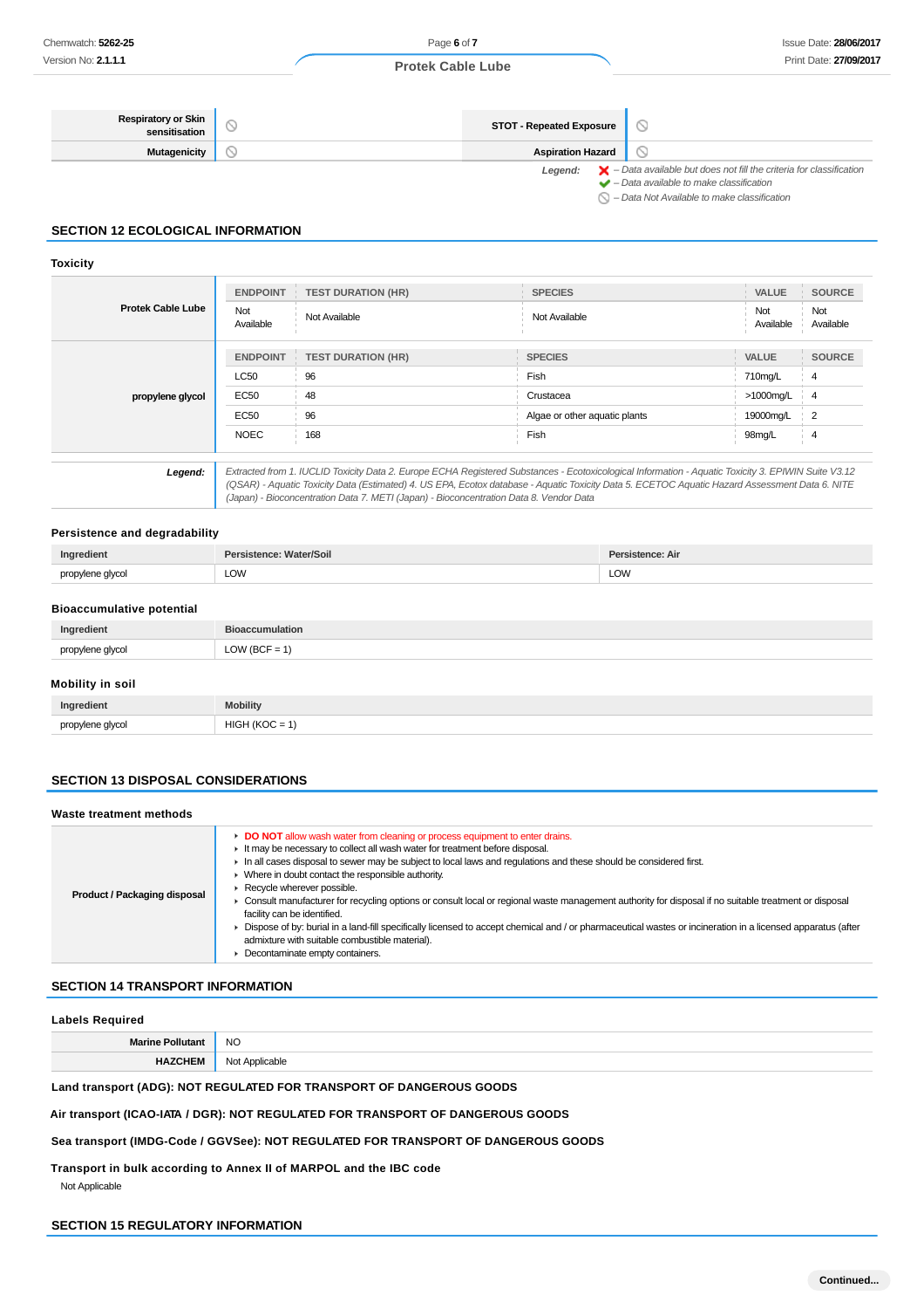| | | | |
|---|---|---|---|
| **Respiratory or Skin sensitisation** | ⃠ | **STOT - Repeated Exposure** | ⃠ |
| **Mutagenicity** | ⃠ | **Aspiration Hazard** | ⃠ |

*Legend:* ✘ – *Data available but does not fill the criteria for classification*
✔ – *Data available to make classification*
⃠ – *Data Not Available to make classification*

## SECTION 12 ECOLOGICAL INFORMATION

### Toxicity

**Protek Cable Lube**

| ENDPOINT | TEST DURATION (HR) | SPECIES | VALUE | SOURCE |
|---|---|---|---|---|
| Not Available | Not Available | Not Available | Not Available | Not Available |

**propylene glycol**

| ENDPOINT | TEST DURATION (HR) | SPECIES | VALUE | SOURCE |
|---|---|---|---|---|
| LC50 | 96 | Fish | 710mg/L | 4 |
| EC50 | 48 | Crustacea | >1000mg/L | 4 |
| EC50 | 96 | Algae or other aquatic plants | 19000mg/L | 2 |
| NOEC | 168 | Fish | 98mg/L | 4 |

***Legend:*** *Extracted from 1. IUCLID Toxicity Data 2. Europe ECHA Registered Substances - Ecotoxicological Information - Aquatic Toxicity 3. EPIWIN Suite V3.12 (QSAR) - Aquatic Toxicity Data (Estimated) 4. US EPA, Ecotox database - Aquatic Toxicity Data 5. ECETOC Aquatic Hazard Assessment Data 6. NITE (Japan) - Bioconcentration Data 7. METI (Japan) - Bioconcentration Data 8. Vendor Data*

### Persistence and degradability

| Ingredient | Persistence: Water/Soil | Persistence: Air |
|---|---|---|
| propylene glycol | LOW | LOW |

### Bioaccumulative potential

| Ingredient | Bioaccumulation |
|---|---|
| propylene glycol | LOW (BCF = 1) |

### Mobility in soil

| Ingredient | Mobility |
|---|---|
| propylene glycol | HIGH (KOC = 1) |

## SECTION 13 DISPOSAL CONSIDERATIONS

### Waste treatment methods

**Product / Packaging disposal**

- **DO NOT** allow wash water from cleaning or process equipment to enter drains.
- It may be necessary to collect all wash water for treatment before disposal.
- In all cases disposal to sewer may be subject to local laws and regulations and these should be considered first.
- Where in doubt contact the responsible authority.
- Recycle wherever possible.
- Consult manufacturer for recycling options or consult local or regional waste management authority for disposal if no suitable treatment or disposal facility can be identified.
- Dispose of by: burial in a land-fill specifically licensed to accept chemical and / or pharmaceutical wastes or incineration in a licensed apparatus (after admixture with suitable combustible material).
- Decontaminate empty containers.

## SECTION 14 TRANSPORT INFORMATION

### Labels Required

| | |
|---|---|
| **Marine Pollutant** | NO |
| **HAZCHEM** | Not Applicable |

**Land transport (ADG): NOT REGULATED FOR TRANSPORT OF DANGEROUS GOODS**

**Air transport (ICAO-IATA / DGR): NOT REGULATED FOR TRANSPORT OF DANGEROUS GOODS**

**Sea transport (IMDG-Code / GGVSee): NOT REGULATED FOR TRANSPORT OF DANGEROUS GOODS**

**Transport in bulk according to Annex II of MARPOL and the IBC code**

Not Applicable

## SECTION 15 REGULATORY INFORMATION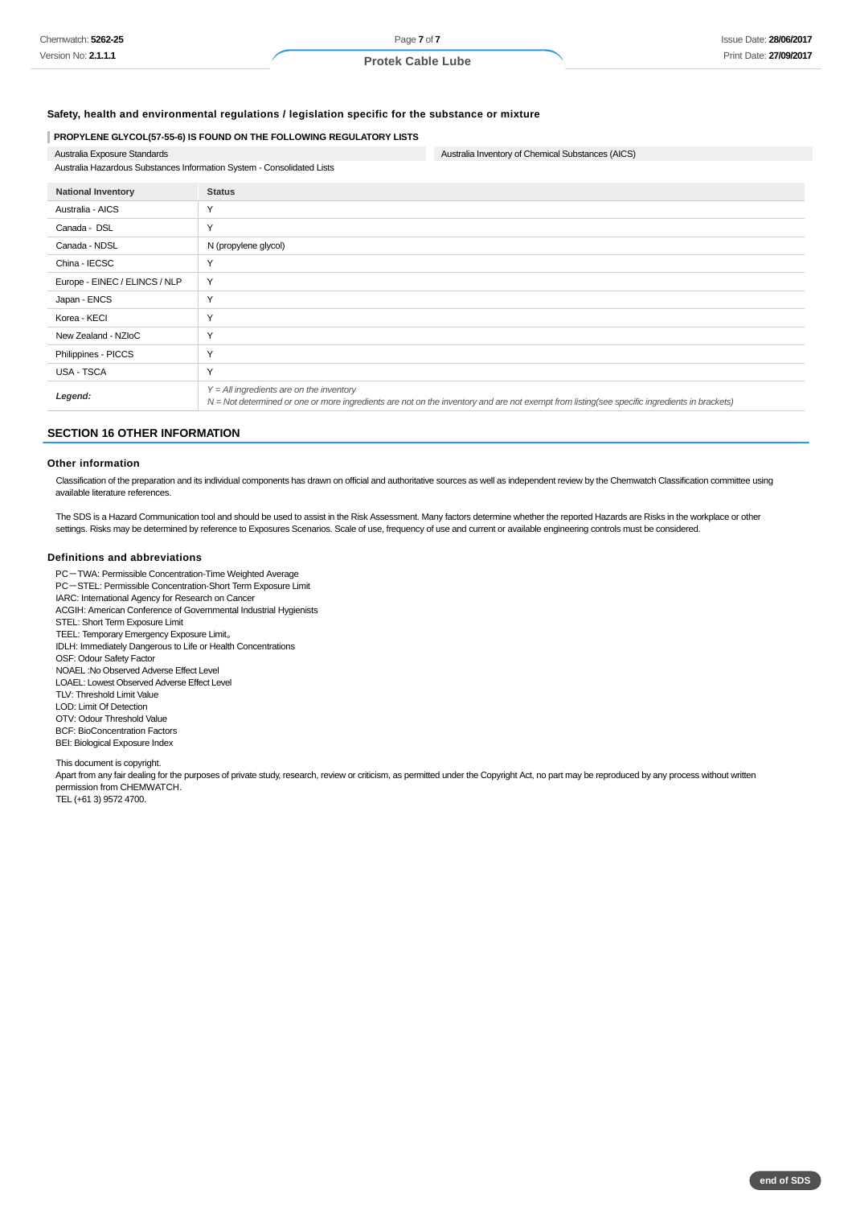### Safety, health and environmental regulations / legislation specific for the substance or mixture

**PROPYLENE GLYCOL(57-55-6) IS FOUND ON THE FOLLOWING REGULATORY LISTS**

| | |
|---|---|
| Australia Exposure Standards | Australia Inventory of Chemical Substances (AICS) |
| Australia Hazardous Substances Information System - Consolidated Lists | |

| National Inventory | Status |
|---|---|
| Australia - AICS | Y |
| Canada - DSL | Y |
| Canada - NDSL | N (propylene glycol) |
| China - IECSC | Y |
| Europe - EINEC / ELINCS / NLP | Y |
| Japan - ENCS | Y |
| Korea - KECI | Y |
| New Zealand - NZIoC | Y |
| Philippines - PICCS | Y |
| USA - TSCA | Y |
| ***Legend:*** | *Y = All ingredients are on the inventory*<br>*N = Not determined or one or more ingredients are not on the inventory and are not exempt from listing(see specific ingredients in brackets)* |

## SECTION 16 OTHER INFORMATION

### Other information

Classification of the preparation and its individual components has drawn on official and authoritative sources as well as independent review by the Chemwatch Classification committee using available literature references.

The SDS is a Hazard Communication tool and should be used to assist in the Risk Assessment. Many factors determine whether the reported Hazards are Risks in the workplace or other settings. Risks may be determined by reference to Exposures Scenarios. Scale of use, frequency of use and current or available engineering controls must be considered.

### Definitions and abbreviations

PC－TWA: Permissible Concentration-Time Weighted Average
PC－STEL: Permissible Concentration-Short Term Exposure Limit
IARC: International Agency for Research on Cancer
ACGIH: American Conference of Governmental Industrial Hygienists
STEL: Short Term Exposure Limit
TEEL: Temporary Emergency Exposure Limit。
IDLH: Immediately Dangerous to Life or Health Concentrations
OSF: Odour Safety Factor
NOAEL :No Observed Adverse Effect Level
LOAEL: Lowest Observed Adverse Effect Level
TLV: Threshold Limit Value
LOD: Limit Of Detection
OTV: Odour Threshold Value
BCF: BioConcentration Factors
BEI: Biological Exposure Index

This document is copyright.
Apart from any fair dealing for the purposes of private study, research, review or criticism, as permitted under the Copyright Act, no part may be reproduced by any process without written permission from CHEMWATCH.
TEL (+61 3) 9572 4700.

**end of SDS**